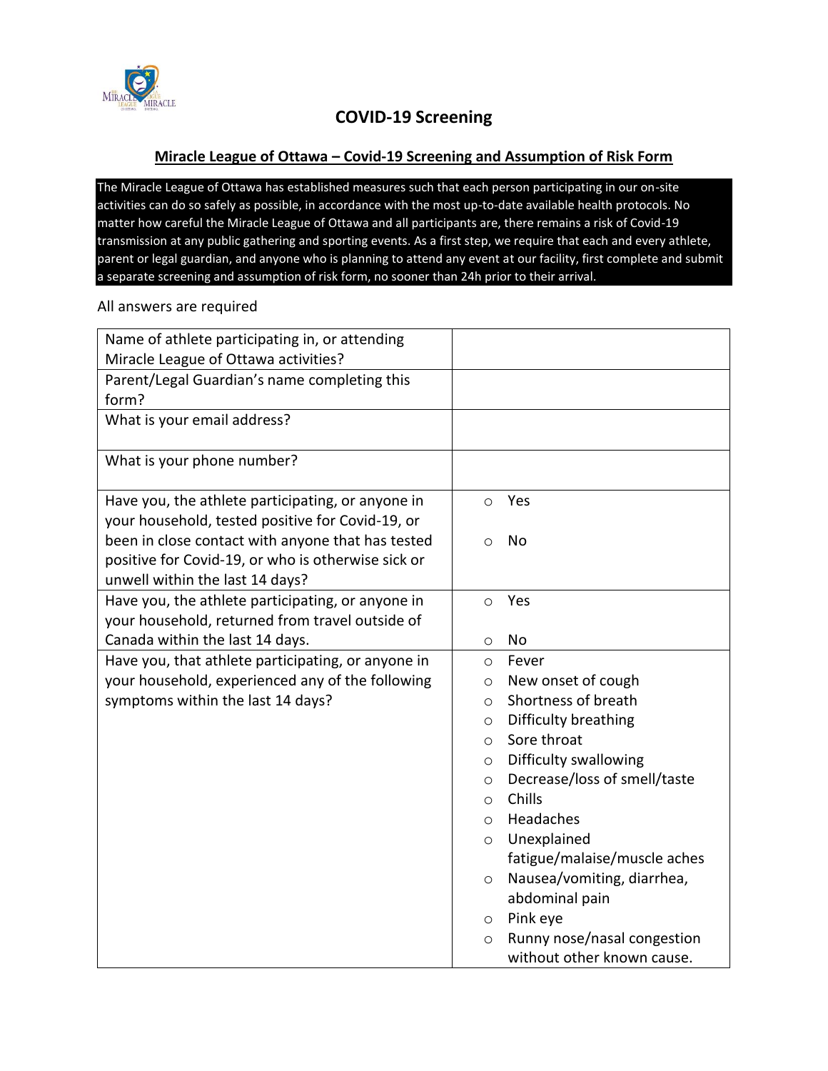# COVID-19 Screening

## Miracle League of Ottawa – Covid-19 Screening and Assumption of Risk Form

The Miracle League of Ottawa has established measures such that each person participating in our on-site activities can do so safely as possible, in accordance with the most up-to-date available health protocols. No matter how careful the Miracle League of Ottawa and all participants are, there remains a risk of Covid-19 transmission at any public gathering and sporting events. As a first step, we require that each and every athlete, parent or legal guardian, and anyone who is planning to attend any event at our facility, first complete and submit a separate screening and assumption of risk form, no sooner than 24h prior to their arrival.

All answers are required

| | |
|---|---|
| Name of athlete participating in, or attending Miracle League of Ottawa activities? | |
| Parent/Legal Guardian's name completing this form? | |
| What is your email address? | |
| What is your phone number? | |
| Have you, the athlete participating, or anyone in your household, tested positive for Covid-19, or been in close contact with anyone that has tested positive for Covid-19, or who is otherwise sick or unwell within the last 14 days? | ○ Yes<br>○ No |
| Have you, the athlete participating, or anyone in your household, returned from travel outside of Canada within the last 14 days. | ○ Yes<br>○ No |
| Have you, that athlete participating, or anyone in your household, experienced any of the following symptoms within the last 14 days? | ○ Fever<br>○ New onset of cough<br>○ Shortness of breath<br>○ Difficulty breathing<br>○ Sore throat<br>○ Difficulty swallowing<br>○ Decrease/loss of smell/taste<br>○ Chills<br>○ Headaches<br>○ Unexplained fatigue/malaise/muscle aches<br>○ Nausea/vomiting, diarrhea, abdominal pain<br>○ Pink eye<br>○ Runny nose/nasal congestion without other known cause. |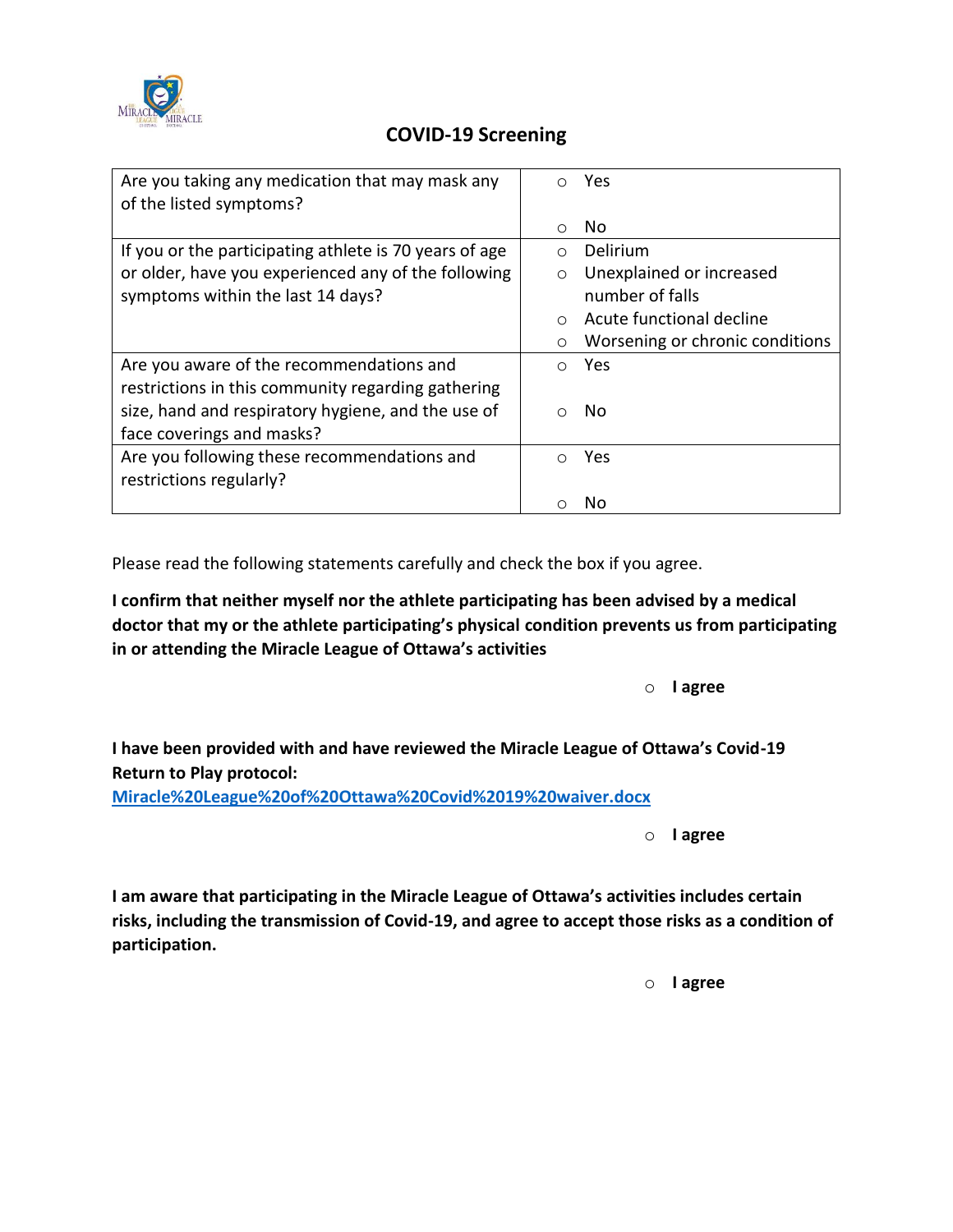## COVID-19 Screening

| | |
|---|---|
| Are you taking any medication that may mask any of the listed symptoms? | ○ Yes<br>○ No |
| If you or the participating athlete is 70 years of age or older, have you experienced any of the following symptoms within the last 14 days? | ○ Delirium<br>○ Unexplained or increased number of falls<br>○ Acute functional decline<br>○ Worsening or chronic conditions |
| Are you aware of the recommendations and restrictions in this community regarding gathering size, hand and respiratory hygiene, and the use of face coverings and masks? | ○ Yes<br>○ No |
| Are you following these recommendations and restrictions regularly? | ○ Yes<br>○ No |

Please read the following statements carefully and check the box if you agree.

**I confirm that neither myself nor the athlete participating has been advised by a medical doctor that my or the athlete participating's physical condition prevents us from participating in or attending the Miracle League of Ottawa's activities**

○ **I agree**

**I have been provided with and have reviewed the Miracle League of Ottawa's Covid-19 Return to Play protocol:**
[Miracle%20League%20of%20Ottawa%20Covid%2019%20waiver.docx](Miracle%20League%20of%20Ottawa%20Covid%2019%20waiver.docx)

○ **I agree**

**I am aware that participating in the Miracle League of Ottawa's activities includes certain risks, including the transmission of Covid-19, and agree to accept those risks as a condition of participation.**

○ **I agree**